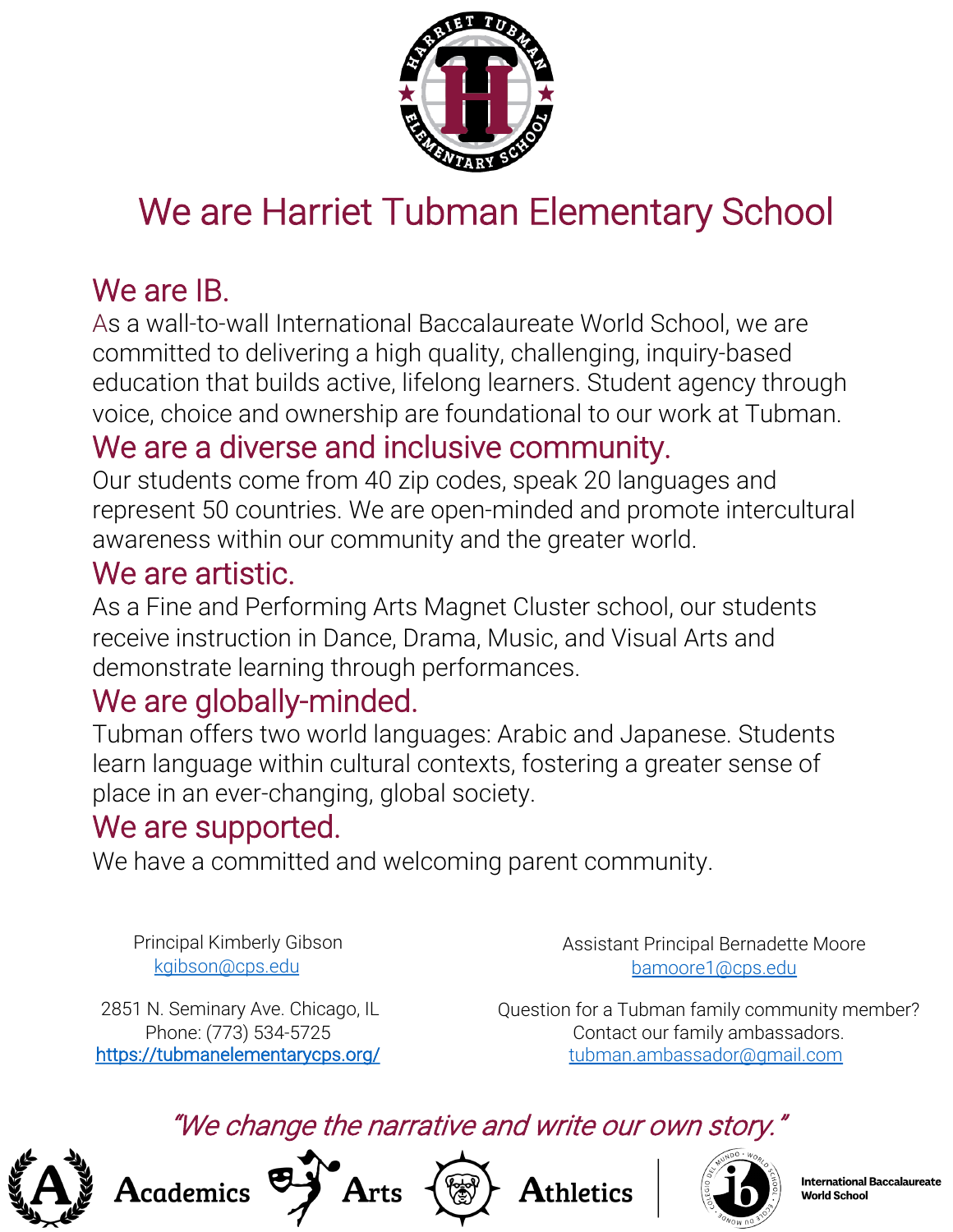# We are Harriet Tubman Elementary School

## We are IB.

As a wall-to-wall International Baccalaureate World School, we are committed to delivering a high quality, challenging, inquiry-based education that builds active, lifelong learners. Student agency through voice, choice and ownership are foundational to our work at Tubman.

## We are a diverse and inclusive community.

Our students come from 40 zip codes, speak 20 languages and represent 50 countries. We are open-minded and promote intercultural awareness within our community and the greater world.

## We are artistic.

As a Fine and Performing Arts Magnet Cluster school, our students receive instruction in Dance, Drama, Music, and Visual Arts and demonstrate learning through performances.

## We are globally-minded.

Tubman offers two world languages: Arabic and Japanese. Students learn language within cultural contexts, fostering a greater sense of place in an ever-changing, global society.

## We are supported.

We have a committed and welcoming parent community.

Principal Kimberly Gibson
kgibson@cps.edu

2851 N. Seminary Ave. Chicago, IL
Phone: (773) 534-5725
https://tubmanelementarycps.org/

Assistant Principal Bernadette Moore
bamoore1@cps.edu

Question for a Tubman family community member?
Contact our family ambassadors.
tubman.ambassador@gmail.com

*"We change the narrative and write our own story."*

Academics | Arts | Athletics | International Baccalaureate World School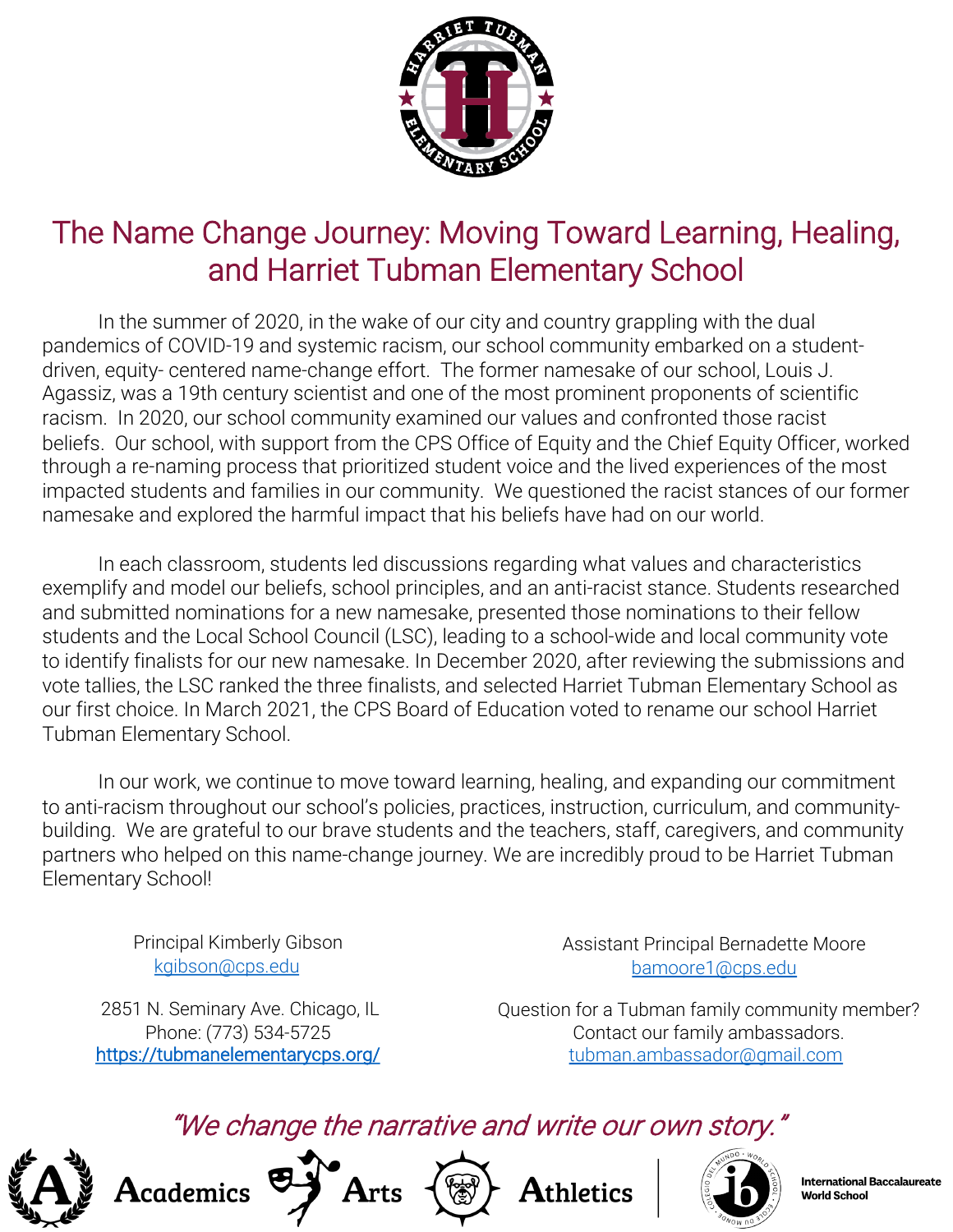# The Name Change Journey: Moving Toward Learning, Healing, and Harriet Tubman Elementary School

In the summer of 2020, in the wake of our city and country grappling with the dual pandemics of COVID-19 and systemic racism, our school community embarked on a student-driven, equity- centered name-change effort. The former namesake of our school, Louis J. Agassiz, was a 19th century scientist and one of the most prominent proponents of scientific racism. In 2020, our school community examined our values and confronted those racist beliefs. Our school, with support from the CPS Office of Equity and the Chief Equity Officer, worked through a re-naming process that prioritized student voice and the lived experiences of the most impacted students and families in our community. We questioned the racist stances of our former namesake and explored the harmful impact that his beliefs have had on our world.

In each classroom, students led discussions regarding what values and characteristics exemplify and model our beliefs, school principles, and an anti-racist stance. Students researched and submitted nominations for a new namesake, presented those nominations to their fellow students and the Local School Council (LSC), leading to a school-wide and local community vote to identify finalists for our new namesake. In December 2020, after reviewing the submissions and vote tallies, the LSC ranked the three finalists, and selected Harriet Tubman Elementary School as our first choice. In March 2021, the CPS Board of Education voted to rename our school Harriet Tubman Elementary School.

In our work, we continue to move toward learning, healing, and expanding our commitment to anti-racism throughout our school's policies, practices, instruction, curriculum, and community-building. We are grateful to our brave students and the teachers, staff, caregivers, and community partners who helped on this name-change journey. We are incredibly proud to be Harriet Tubman Elementary School!

Principal Kimberly Gibson
kgibson@cps.edu

2851 N. Seminary Ave. Chicago, IL
Phone: (773) 534-5725
https://tubmanelementarycps.org/

Assistant Principal Bernadette Moore
bamoore1@cps.edu

Question for a Tubman family community member?
Contact our family ambassadors.
tubman.ambassador@gmail.com

*"We change the narrative and write our own story."*

Academics Arts Athletics | International Baccalaureate World School